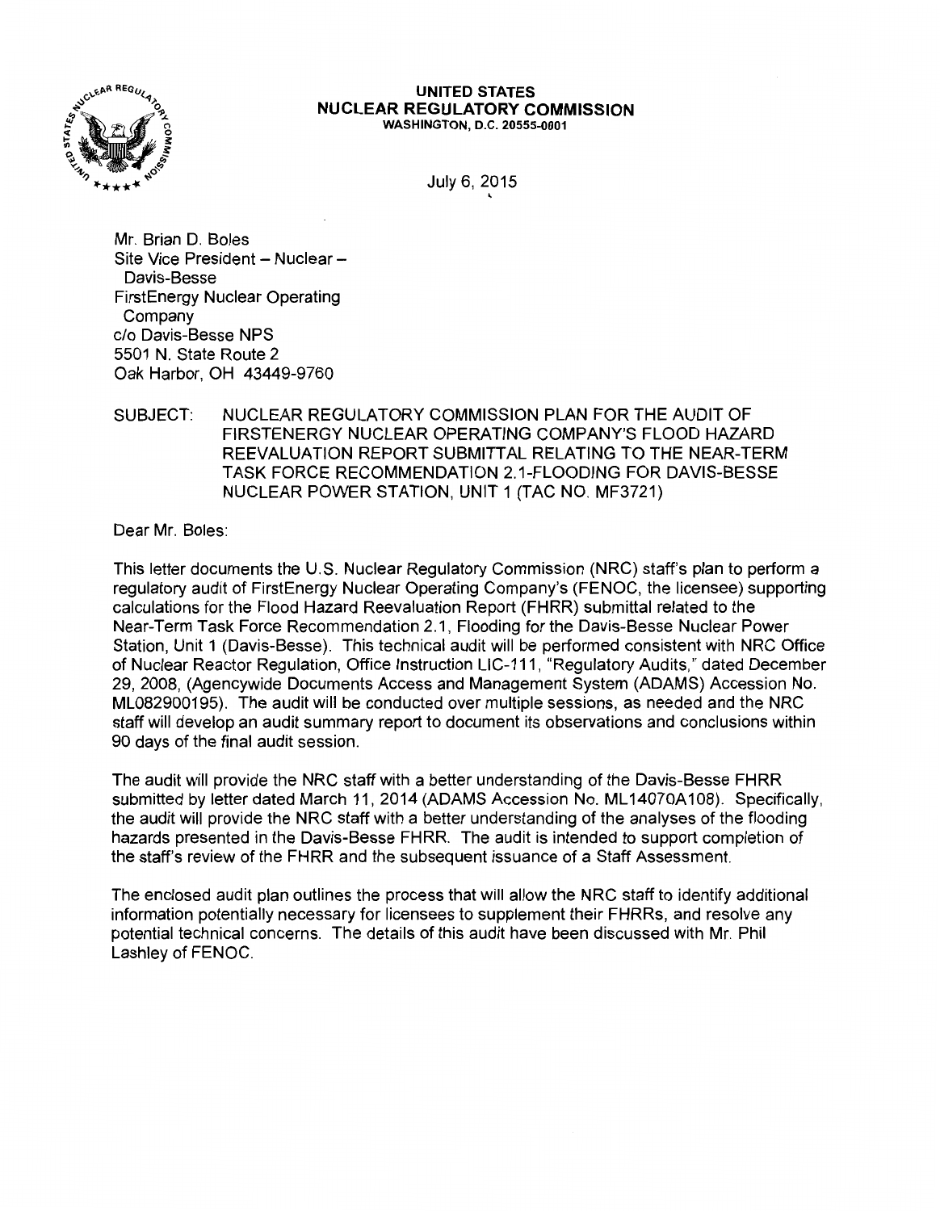**UNITED STATES**
**NUCLEAR REGULATORY COMMISSION**
WASHINGTON, D.C. 20555-0001

July 6, 2015

Mr. Brian D. Boles
Site Vice President – Nuclear – Davis-Besse
FirstEnergy Nuclear Operating Company
c/o Davis-Besse NPS
5501 N. State Route 2
Oak Harbor, OH 43449-9760

SUBJECT: NUCLEAR REGULATORY COMMISSION PLAN FOR THE AUDIT OF FIRSTENERGY NUCLEAR OPERATING COMPANY'S FLOOD HAZARD REEVALUATION REPORT SUBMITTAL RELATING TO THE NEAR-TERM TASK FORCE RECOMMENDATION 2.1-FLOODING FOR DAVIS-BESSE NUCLEAR POWER STATION, UNIT 1 (TAC NO. MF3721)

Dear Mr. Boles:

This letter documents the U.S. Nuclear Regulatory Commission (NRC) staff's plan to perform a regulatory audit of FirstEnergy Nuclear Operating Company's (FENOC, the licensee) supporting calculations for the Flood Hazard Reevaluation Report (FHRR) submittal related to the Near-Term Task Force Recommendation 2.1, Flooding for the Davis-Besse Nuclear Power Station, Unit 1 (Davis-Besse). This technical audit will be performed consistent with NRC Office of Nuclear Reactor Regulation, Office Instruction LIC-111, "Regulatory Audits," dated December 29, 2008, (Agencywide Documents Access and Management System (ADAMS) Accession No. ML082900195). The audit will be conducted over multiple sessions, as needed and the NRC staff will develop an audit summary report to document its observations and conclusions within 90 days of the final audit session.

The audit will provide the NRC staff with a better understanding of the Davis-Besse FHRR submitted by letter dated March 11, 2014 (ADAMS Accession No. ML14070A108). Specifically, the audit will provide the NRC staff with a better understanding of the analyses of the flooding hazards presented in the Davis-Besse FHRR. The audit is intended to support completion of the staff's review of the FHRR and the subsequent issuance of a Staff Assessment.

The enclosed audit plan outlines the process that will allow the NRC staff to identify additional information potentially necessary for licensees to supplement their FHRRs, and resolve any potential technical concerns. The details of this audit have been discussed with Mr. Phil Lashley of FENOC.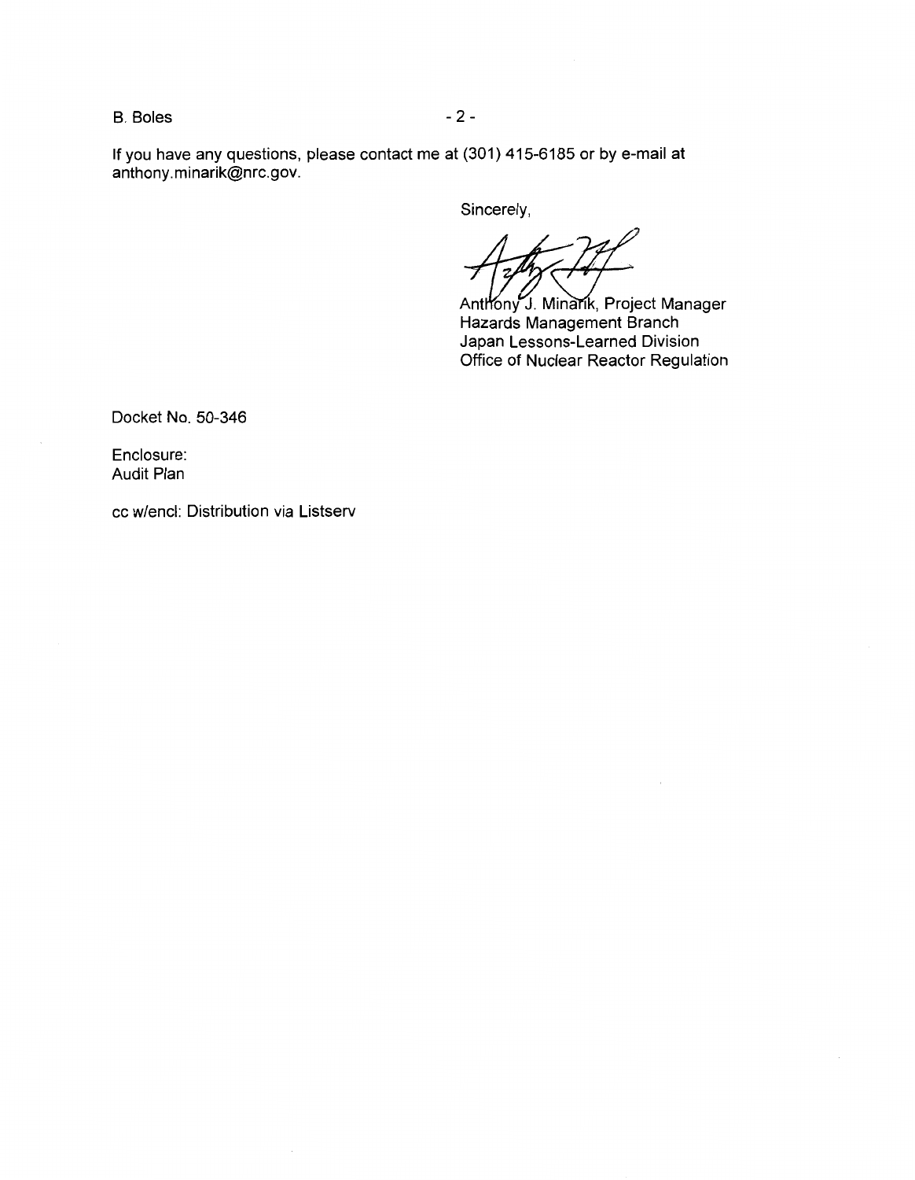If you have any questions, please contact me at (301) 415-6185 or by e-mail at anthony.minarik@nrc.gov.

Sincerely,

Anthony J. Minarik, Project Manager
Hazards Management Branch
Japan Lessons-Learned Division
Office of Nuclear Reactor Regulation

Docket No. 50-346

Enclosure:
Audit Plan

cc w/encl: Distribution via Listserv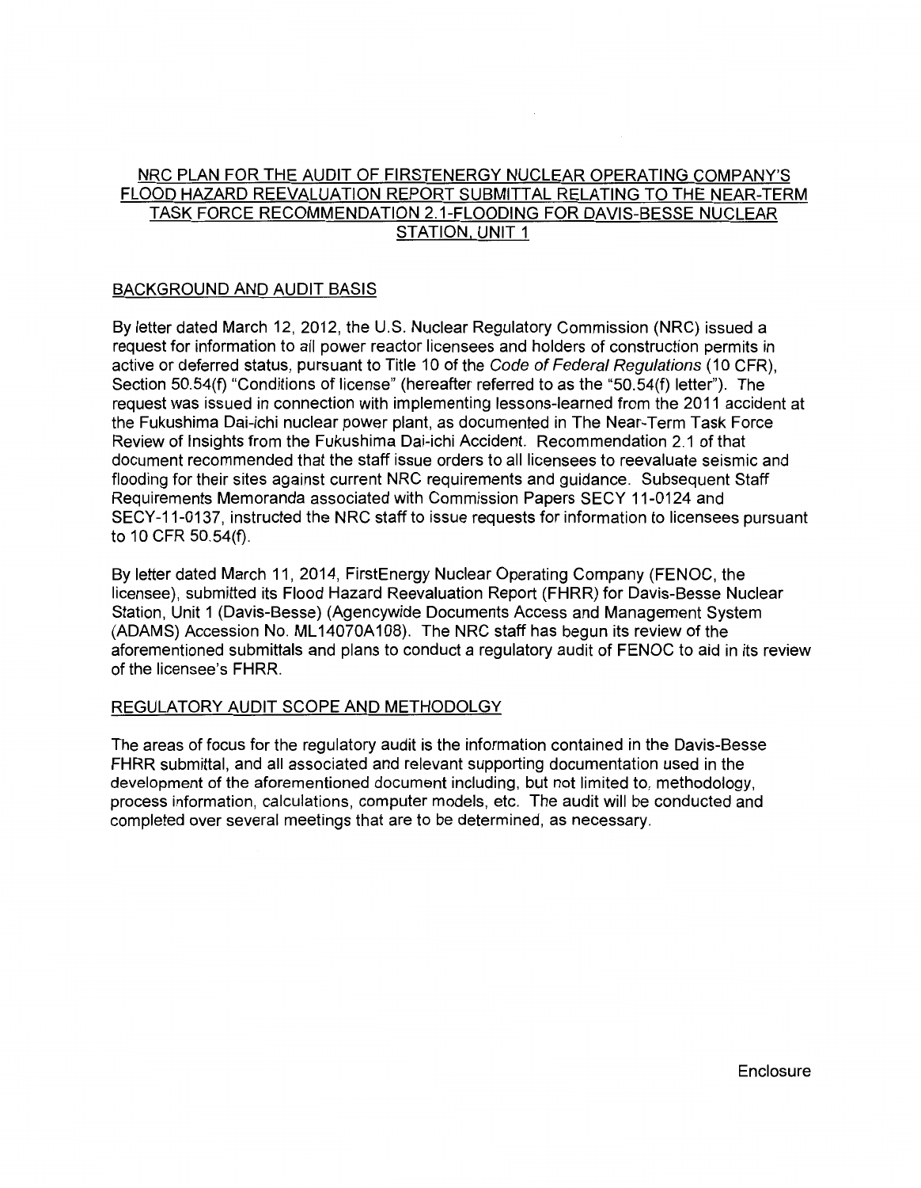# NRC PLAN FOR THE AUDIT OF FIRSTENERGY NUCLEAR OPERATING COMPANY'S FLOOD HAZARD REEVALUATION REPORT SUBMITTAL RELATING TO THE NEAR-TERM TASK FORCE RECOMMENDATION 2.1-FLOODING FOR DAVIS-BESSE NUCLEAR STATION, UNIT 1

## BACKGROUND AND AUDIT BASIS

By letter dated March 12, 2012, the U.S. Nuclear Regulatory Commission (NRC) issued a request for information to all power reactor licensees and holders of construction permits in active or deferred status, pursuant to Title 10 of the *Code of Federal Regulations* (10 CFR), Section 50.54(f) "Conditions of license" (hereafter referred to as the "50.54(f) letter"). The request was issued in connection with implementing lessons-learned from the 2011 accident at the Fukushima Dai-ichi nuclear power plant, as documented in The Near-Term Task Force Review of Insights from the Fukushima Dai-ichi Accident. Recommendation 2.1 of that document recommended that the staff issue orders to all licensees to reevaluate seismic and flooding for their sites against current NRC requirements and guidance. Subsequent Staff Requirements Memoranda associated with Commission Papers SECY 11-0124 and SECY-11-0137, instructed the NRC staff to issue requests for information to licensees pursuant to 10 CFR 50.54(f).

By letter dated March 11, 2014, FirstEnergy Nuclear Operating Company (FENOC, the licensee), submitted its Flood Hazard Reevaluation Report (FHRR) for Davis-Besse Nuclear Station, Unit 1 (Davis-Besse) (Agencywide Documents Access and Management System (ADAMS) Accession No. ML14070A108). The NRC staff has begun its review of the aforementioned submittals and plans to conduct a regulatory audit of FENOC to aid in its review of the licensee's FHRR.

## REGULATORY AUDIT SCOPE AND METHODOLGY

The areas of focus for the regulatory audit is the information contained in the Davis-Besse FHRR submittal, and all associated and relevant supporting documentation used in the development of the aforementioned document including, but not limited to, methodology, process information, calculations, computer models, etc. The audit will be conducted and completed over several meetings that are to be determined, as necessary.

Enclosure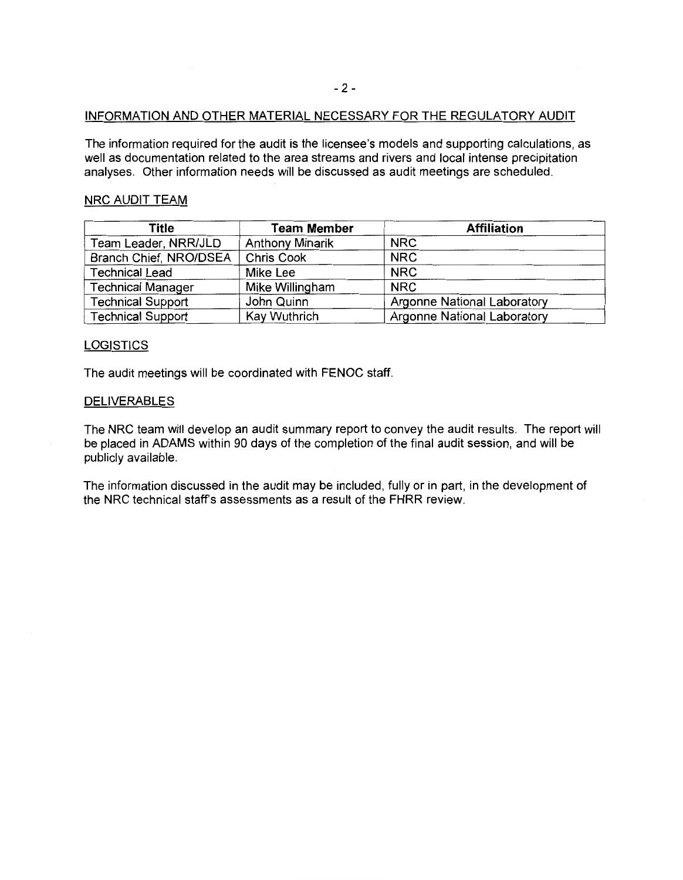## INFORMATION AND OTHER MATERIAL NECESSARY FOR THE REGULATORY AUDIT

The information required for the audit is the licensee's models and supporting calculations, as well as documentation related to the area streams and rivers and local intense precipitation analyses. Other information needs will be discussed as audit meetings are scheduled.

## NRC AUDIT TEAM

| Title | Team Member | Affiliation |
|---|---|---|
| Team Leader, NRR/JLD | Anthony Minarik | NRC |
| Branch Chief, NRO/DSEA | Chris Cook | NRC |
| Technical Lead | Mike Lee | NRC |
| Technical Manager | Mike Willingham | NRC |
| Technical Support | John Quinn | Argonne National Laboratory |
| Technical Support | Kay Wuthrich | Argonne National Laboratory |

## LOGISTICS

The audit meetings will be coordinated with FENOC staff.

## DELIVERABLES

The NRC team will develop an audit summary report to convey the audit results. The report will be placed in ADAMS within 90 days of the completion of the final audit session, and will be publicly available.

The information discussed in the audit may be included, fully or in part, in the development of the NRC technical staff's assessments as a result of the FHRR review.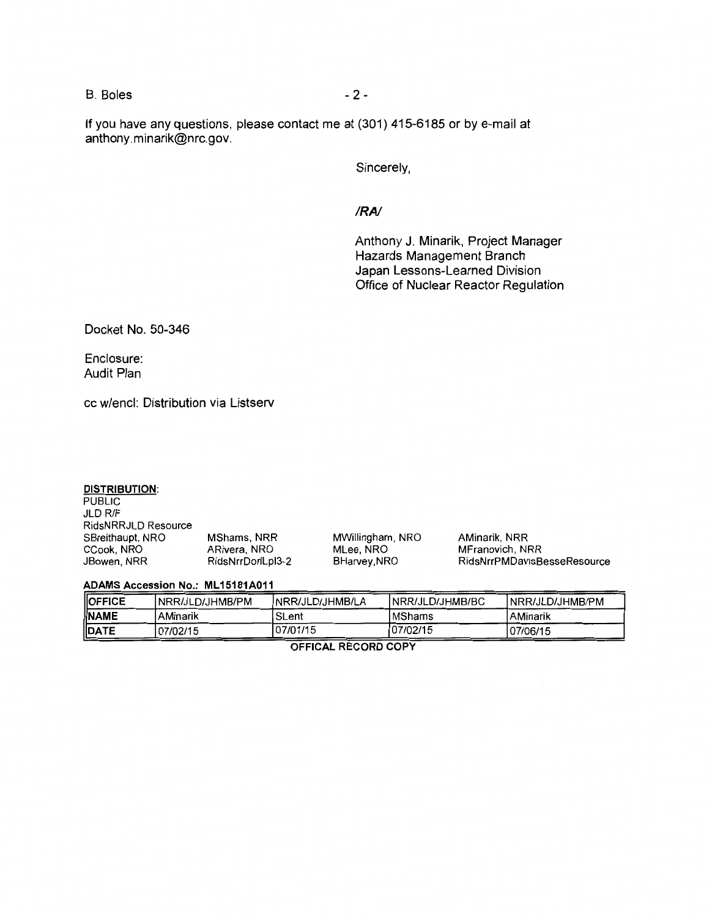If you have any questions, please contact me at (301) 415-6185 or by e-mail at anthony.minarik@nrc.gov.

Sincerely,

***/RA/***

Anthony J. Minarik, Project Manager
Hazards Management Branch
Japan Lessons-Learned Division
Office of Nuclear Reactor Regulation

Docket No. 50-346

Enclosure:
Audit Plan

cc w/encl: Distribution via Listserv

**DISTRIBUTION**:
PUBLIC
JLD R/F
RidsNRRJLD Resource

| | | | |
|---|---|---|---|
| SBreithaupt, NRO | MShams, NRR | MWillingham, NRO | AMinarik, NRR |
| CCook, NRO | ARivera, NRO | MLee, NRO | MFranovich, NRR |
| JBowen, NRR | RidsNrrDorlLpl3-2 | BHarvey,NRO | RidsNrrPMDavisBesseResource |

**ADAMS Accession No.: ML15181A011**

| **OFFICE** | NRR/JLD/JHMB/PM | NRR/JLD/JHMB/LA | NRR/JLD/JHMB/BC | NRR/JLD/JHMB/PM |
|---|---|---|---|---|
| **NAME** | AMinarik | SLent | MShams | AMinarik |
| **DATE** | 07/02/15 | 07/01/15 | 07/02/15 | 07/06/15 |

**OFFICAL RECORD COPY**